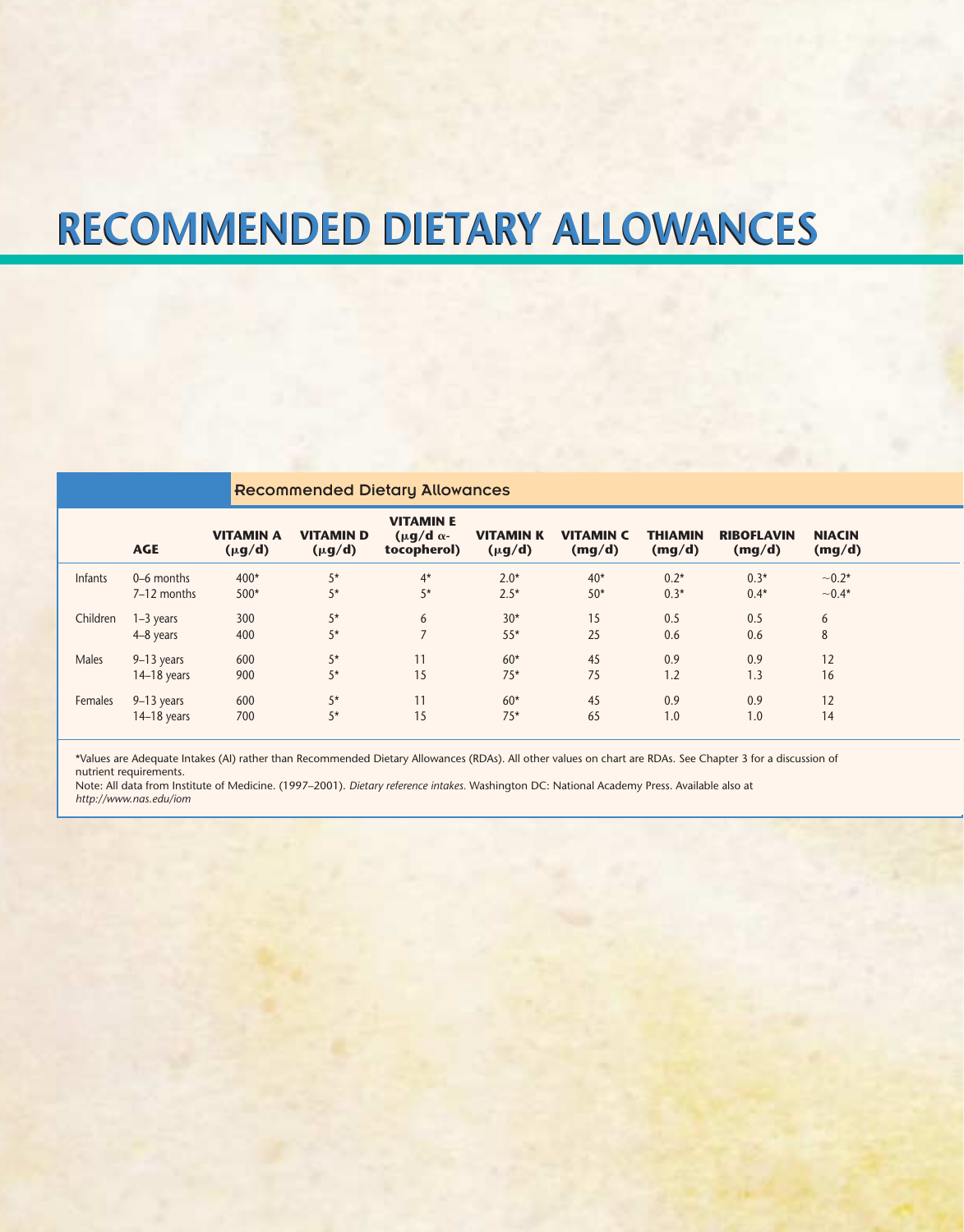# RECOMMENDED DIETARY ALLOWANCES

## Recommended Dietary Allowances

| | AGE | VITAMIN A (μg/d) | VITAMIN D (μg/d) | VITAMIN E (μg/d α-tocopherol) | VITAMIN K (μg/d) | VITAMIN C (mg/d) | THIAMIN (mg/d) | RIBOFLAVIN (mg/d) | NIACIN (mg/d) |
|---|---|---|---|---|---|---|---|---|---|
| Infants | 0–6 months | 400* | 5* | 4* | 2.0* | 40* | 0.2* | 0.3* | ~0.2* |
| | 7–12 months | 500* | 5* | 5* | 2.5* | 50* | 0.3* | 0.4* | ~0.4* |
| Children | 1–3 years | 300 | 5* | 6 | 30* | 15 | 0.5 | 0.5 | 6 |
| | 4–8 years | 400 | 5* | 7 | 55* | 25 | 0.6 | 0.6 | 8 |
| Males | 9–13 years | 600 | 5* | 11 | 60* | 45 | 0.9 | 0.9 | 12 |
| | 14–18 years | 900 | 5* | 15 | 75* | 75 | 1.2 | 1.3 | 16 |
| Females | 9–13 years | 600 | 5* | 11 | 60* | 45 | 0.9 | 0.9 | 12 |
| | 14–18 years | 700 | 5* | 15 | 75* | 65 | 1.0 | 1.0 | 14 |

*Values are Adequate Intakes (AI) rather than Recommended Dietary Allowances (RDAs). All other values on chart are RDAs. See Chapter 3 for a discussion of nutrient requirements.

Note: All data from Institute of Medicine. (1997–2001). *Dietary reference intakes.* Washington DC: National Academy Press. Available also at *http://www.nas.edu/iom*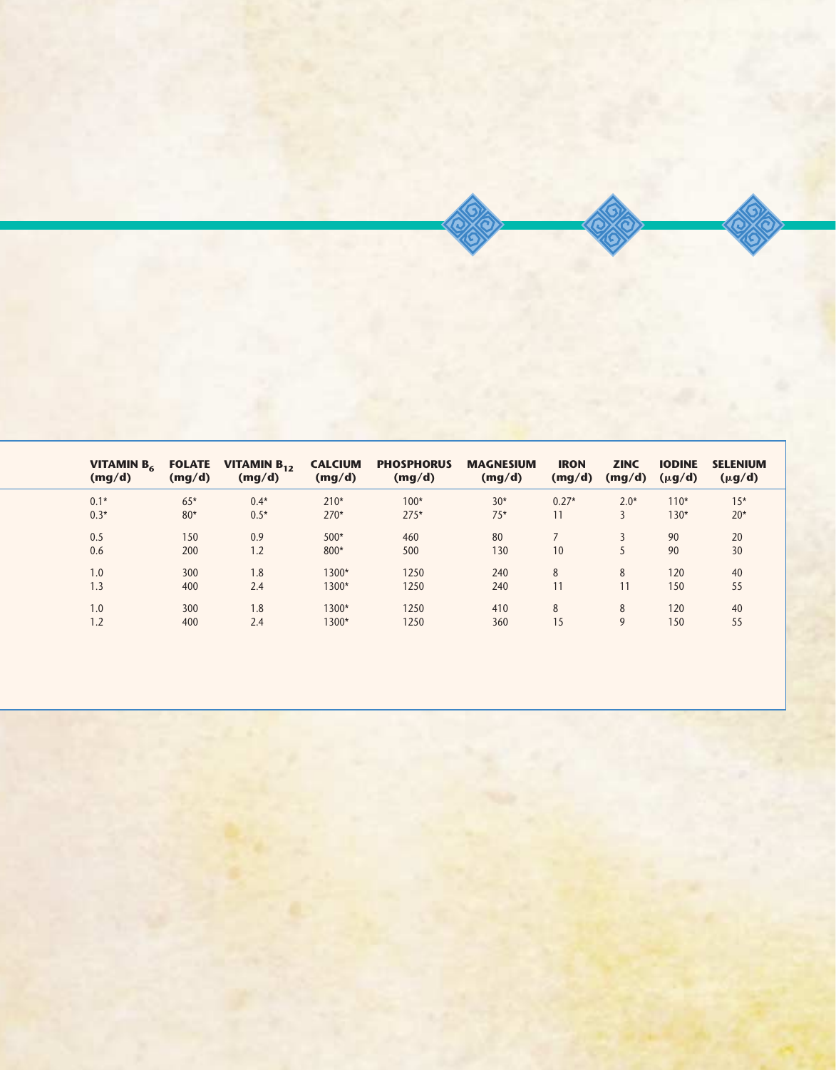| VITAMIN $B_6$ (mg/d) | FOLATE (mg/d) | VITAMIN $B_{12}$ (mg/d) | CALCIUM (mg/d) | PHOSPHORUS (mg/d) | MAGNESIUM (mg/d) | IRON (mg/d) | ZINC (mg/d) | IODINE ($\mu$g/d) | SELENIUM ($\mu$g/d) |
|---|---|---|---|---|---|---|---|---|---|
| 0.1* | 65* | 0.4* | 210* | 100* | 30* | 0.27* | 2.0* | 110* | 15* |
| 0.3* | 80* | 0.5* | 270* | 275* | 75* | 11 | 3 | 130* | 20* |
| 0.5 | 150 | 0.9 | 500* | 460 | 80 | 7 | 3 | 90 | 20 |
| 0.6 | 200 | 1.2 | 800* | 500 | 130 | 10 | 5 | 90 | 30 |
| 1.0 | 300 | 1.8 | 1300* | 1250 | 240 | 8 | 8 | 120 | 40 |
| 1.3 | 400 | 2.4 | 1300* | 1250 | 240 | 11 | 11 | 150 | 55 |
| 1.0 | 300 | 1.8 | 1300* | 1250 | 410 | 8 | 8 | 120 | 40 |
| 1.2 | 400 | 2.4 | 1300* | 1250 | 360 | 15 | 9 | 150 | 55 |